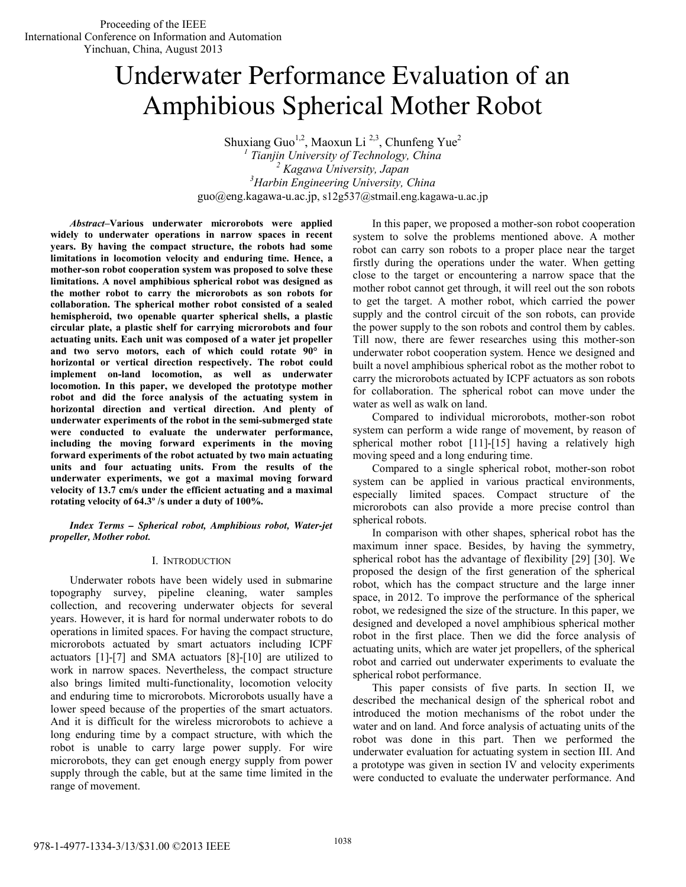Proceeding of the IEEE
International Conference on Information and Automation
Yinchuan, China, August 2013

# Underwater Performance Evaluation of an Amphibious Spherical Mother Robot

Shuxiang Guo[1,2], Maoxun Li [2,3], Chunfeng Yue[2]

[1] *Tianjin University of Technology, China*

[2] *Kagawa University, Japan*

[3] *Harbin Engineering University, China*

guo@eng.kagawa-u.ac.jp, s12g537@stmail.eng.kagawa-u.ac.jp

***Abstract–*****Various underwater microrobots were applied widely to underwater operations in narrow spaces in recent years. By having the compact structure, the robots had some limitations in locomotion velocity and enduring time. Hence, a mother-son robot cooperation system was proposed to solve these limitations. A novel amphibious spherical robot was designed as the mother robot to carry the microrobots as son robots for collaboration. The spherical mother robot consisted of a sealed hemispheroid, two openable quarter spherical shells, a plastic circular plate, a plastic shelf for carrying microrobots and four actuating units. Each unit was composed of a water jet propeller and two servo motors, each of which could rotate 90° in horizontal or vertical direction respectively. The robot could implement on-land locomotion, as well as underwater locomotion. In this paper, we developed the prototype mother robot and did the force analysis of the actuating system in horizontal direction and vertical direction. And plenty of underwater experiments of the robot in the semi-submerged state were conducted to evaluate the underwater performance, including the moving forward experiments in the moving forward experiments of the robot actuated by two main actuating units and four actuating units. From the results of the underwater experiments, we got a maximal moving forward velocity of 13.7 cm/s under the efficient actuating and a maximal rotating velocity of 64.3º /s under a duty of 100%.**

***Index Terms – Spherical robot, Amphibious robot, Water-jet propeller, Mother robot.***

## I. Introduction

Underwater robots have been widely used in submarine topography survey, pipeline cleaning, water samples collection, and recovering underwater objects for several years. However, it is hard for normal underwater robots to do operations in limited spaces. For having the compact structure, microrobots actuated by smart actuators including ICPF actuators [1]-[7] and SMA actuators [8]-[10] are utilized to work in narrow spaces. Nevertheless, the compact structure also brings limited multi-functionality, locomotion velocity and enduring time to microrobots. Microrobots usually have a lower speed because of the properties of the smart actuators. And it is difficult for the wireless microrobots to achieve a long enduring time by a compact structure, with which the robot is unable to carry large power supply. For wire microrobots, they can get enough energy supply from power supply through the cable, but at the same time limited in the range of movement.

In this paper, we proposed a mother-son robot cooperation system to solve the problems mentioned above. A mother robot can carry son robots to a proper place near the target firstly during the operations under the water. When getting close to the target or encountering a narrow space that the mother robot cannot get through, it will reel out the son robots to get the target. A mother robot, which carried the power supply and the control circuit of the son robots, can provide the power supply to the son robots and control them by cables. Till now, there are fewer researches using this mother-son underwater robot cooperation system. Hence we designed and built a novel amphibious spherical robot as the mother robot to carry the microrobots actuated by ICPF actuators as son robots for collaboration. The spherical robot can move under the water as well as walk on land.

Compared to individual microrobots, mother-son robot system can perform a wide range of movement, by reason of spherical mother robot [11]-[15] having a relatively high moving speed and a long enduring time.

Compared to a single spherical robot, mother-son robot system can be applied in various practical environments, especially limited spaces. Compact structure of the microrobots can also provide a more precise control than spherical robots.

In comparison with other shapes, spherical robot has the maximum inner space. Besides, by having the symmetry, spherical robot has the advantage of flexibility [29] [30]. We proposed the design of the first generation of the spherical robot, which has the compact structure and the large inner space, in 2012. To improve the performance of the spherical robot, we redesigned the size of the structure. In this paper, we designed and developed a novel amphibious spherical mother robot in the first place. Then we did the force analysis of actuating units, which are water jet propellers, of the spherical robot and carried out underwater experiments to evaluate the spherical robot performance.

This paper consists of five parts. In section II, we described the mechanical design of the spherical robot and introduced the motion mechanisms of the robot under the water and on land. And force analysis of actuating units of the robot was done in this part. Then we performed the underwater evaluation for actuating system in section III. And a prototype was given in section IV and velocity experiments were conducted to evaluate the underwater performance. And

978-1-4977-1334-3/13/$31.00 ©2013 IEEE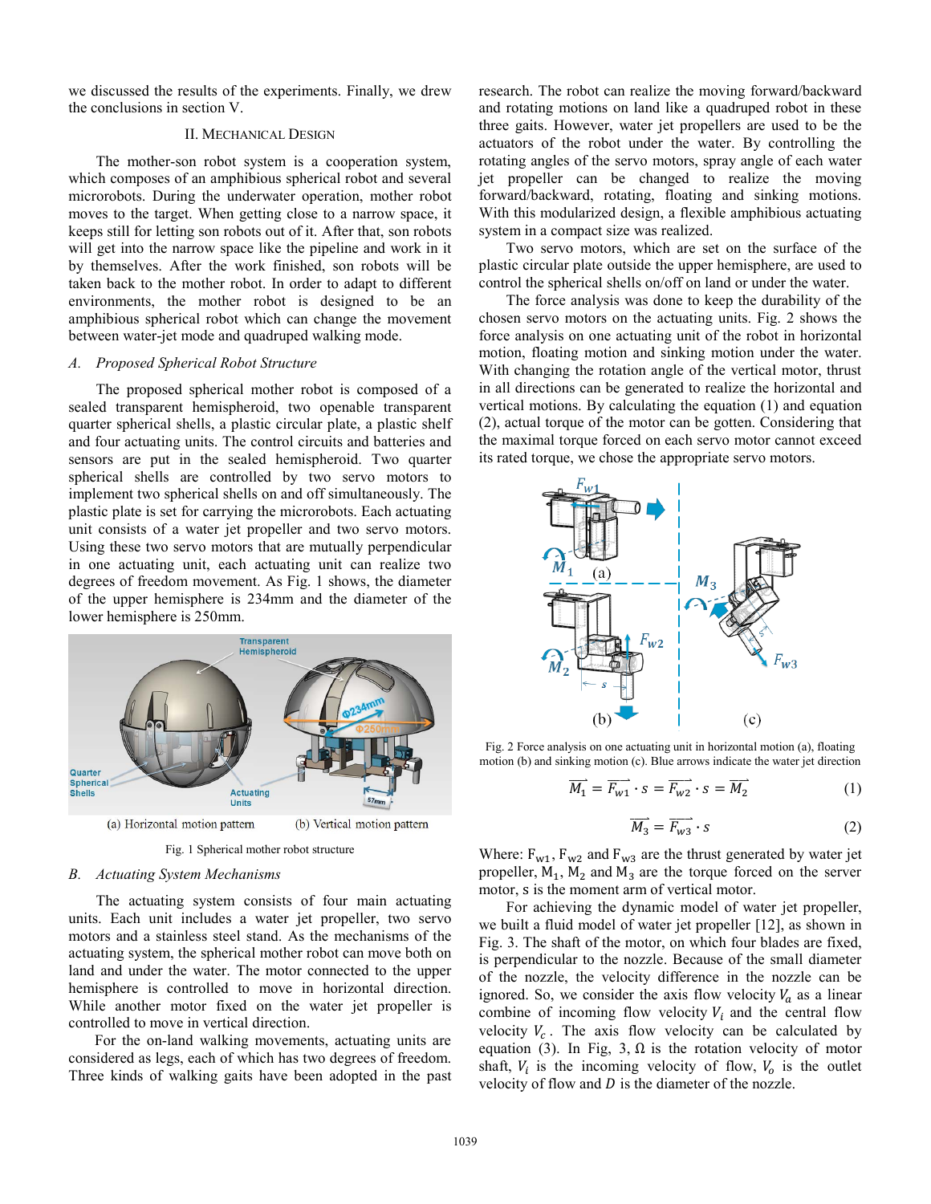we discussed the results of the experiments. Finally, we drew the conclusions in section V.

## II. Mechanical Design

The mother-son robot system is a cooperation system, which composes of an amphibious spherical robot and several microrobots. During the underwater operation, mother robot moves to the target. When getting close to a narrow space, it keeps still for letting son robots out of it. After that, son robots will get into the narrow space like the pipeline and work in it by themselves. After the work finished, son robots will be taken back to the mother robot. In order to adapt to different environments, the mother robot is designed to be an amphibious spherical robot which can change the movement between water-jet mode and quadruped walking mode.

### A. Proposed Spherical Robot Structure

The proposed spherical mother robot is composed of a sealed transparent hemispheroid, two openable transparent quarter spherical shells, a plastic circular plate, a plastic shelf and four actuating units. The control circuits and batteries and sensors are put in the sealed hemispheroid. Two quarter spherical shells are controlled by two servo motors to implement two spherical shells on and off simultaneously. The plastic plate is set for carrying the microrobots. Each actuating unit consists of a water jet propeller and two servo motors. Using these two servo motors that are mutually perpendicular in one actuating unit, each actuating unit can realize two degrees of freedom movement. As Fig. 1 shows, the diameter of the upper hemisphere is 234mm and the diameter of the lower hemisphere is 250mm.

(a) Horizontal motion pattern (b) Vertical motion pattern

Fig. 1 Spherical mother robot structure

### B. Actuating System Mechanisms

The actuating system consists of four main actuating units. Each unit includes a water jet propeller, two servo motors and a stainless steel stand. As the mechanisms of the actuating system, the spherical mother robot can move both on land and under the water. The motor connected to the upper hemisphere is controlled to move in horizontal direction. While another motor fixed on the water jet propeller is controlled to move in vertical direction.

For the on-land walking movements, actuating units are considered as legs, each of which has two degrees of freedom. Three kinds of walking gaits have been adopted in the past research. The robot can realize the moving forward/backward and rotating motions on land like a quadruped robot in these three gaits. However, water jet propellers are used to be the actuators of the robot under the water. By controlling the rotating angles of the servo motors, spray angle of each water jet propeller can be changed to realize the moving forward/backward, rotating, floating and sinking motions. With this modularized design, a flexible amphibious actuating system in a compact size was realized.

Two servo motors, which are set on the surface of the plastic circular plate outside the upper hemisphere, are used to control the spherical shells on/off on land or under the water.

The force analysis was done to keep the durability of the chosen servo motors on the actuating units. Fig. 2 shows the force analysis on one actuating unit of the robot in horizontal motion, floating motion and sinking motion under the water. With changing the rotation angle of the vertical motor, thrust in all directions can be generated to realize the horizontal and vertical motions. By calculating the equation (1) and equation (2), actual torque of the motor can be gotten. Considering that the maximal torque forced on each servo motor cannot exceed its rated torque, we chose the appropriate servo motors.

Fig. 2 Force analysis on one actuating unit in horizontal motion (a), floating motion (b) and sinking motion (c). Blue arrows indicate the water jet direction

$$\overrightarrow{M_1} = \overrightarrow{F_{w1}} \cdot s = \overrightarrow{F_{w2}} \cdot s = \overrightarrow{M_2} \quad (1)$$

$$\overrightarrow{M_3} = \overrightarrow{F_{w3}} \cdot s \quad (2)$$

Where: $F_{w1}$, $F_{w2}$ and $F_{w3}$ are the thrust generated by water jet propeller, $M_1$, $M_2$ and $M_3$ are the torque forced on the server motor, s is the moment arm of vertical motor.

For achieving the dynamic model of water jet propeller, we built a fluid model of water jet propeller [12], as shown in Fig. 3. The shaft of the motor, on which four blades are fixed, is perpendicular to the nozzle. Because of the small diameter of the nozzle, the velocity difference in the nozzle can be ignored. So, we consider the axis flow velocity $V_a$ as a linear combine of incoming flow velocity $V_i$ and the central flow velocity $V_c$. The axis flow velocity can be calculated by equation (3). In Fig, 3, $\Omega$ is the rotation velocity of motor shaft, $V_i$ is the incoming velocity of flow, $V_o$ is the outlet velocity of flow and $D$ is the diameter of the nozzle.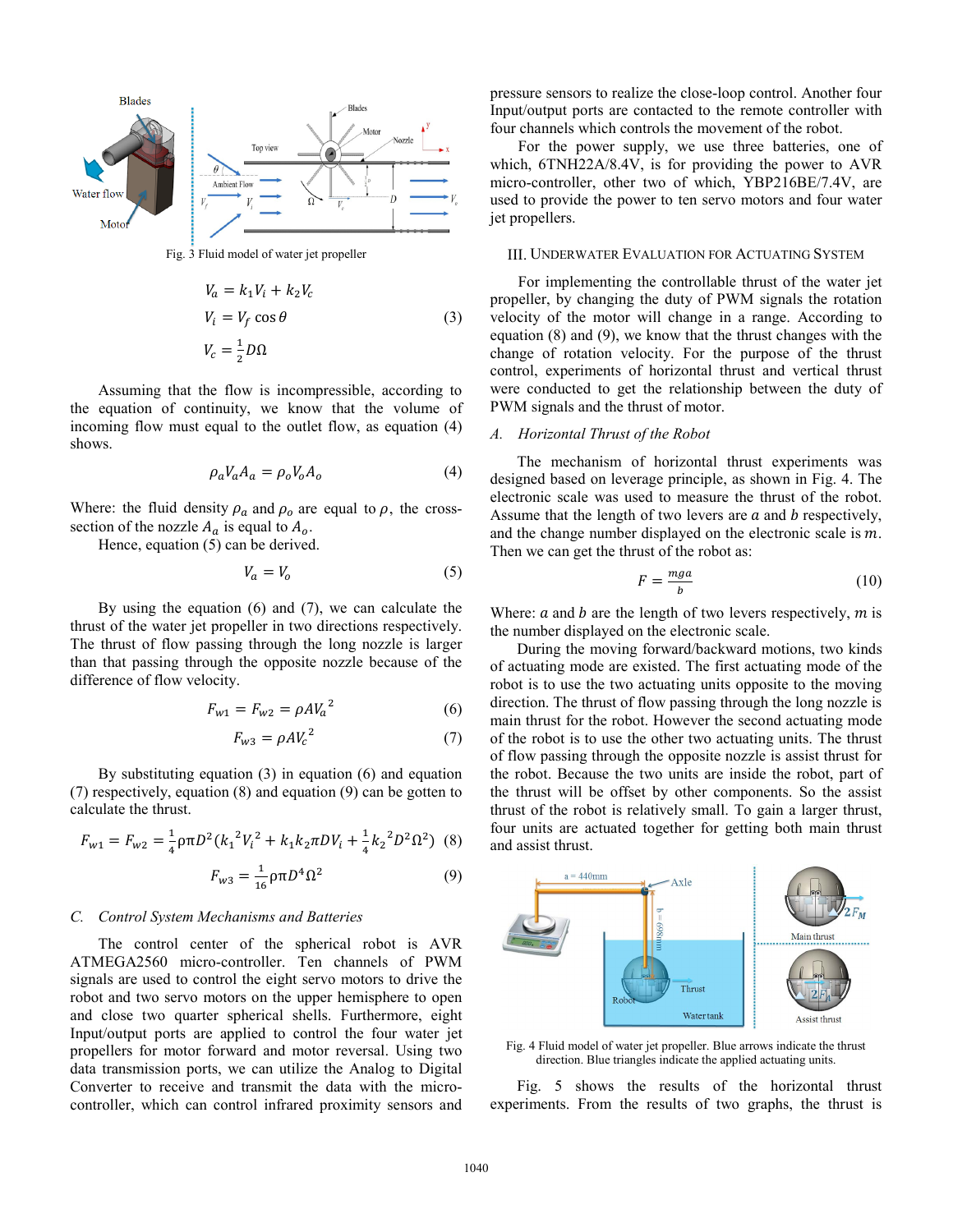Fig. 3 Fluid model of water jet propeller

$$
\begin{aligned}
V_a &= k_1 V_i + k_2 V_c \\
V_i &= V_f \cos\theta \\
V_c &= \tfrac{1}{2} D\Omega
\end{aligned}
\tag{3}
$$

Assuming that the flow is incompressible, according to the equation of continuity, we know that the volume of incoming flow must equal to the outlet flow, as equation (4) shows.

$$\rho_a V_a A_a = \rho_o V_o A_o \tag{4}$$

Where: the fluid density $\rho_a$ and $\rho_o$ are equal to $\rho$, the cross-section of the nozzle $A_a$ is equal to $A_o$.

Hence, equation (5) can be derived.

$$V_a = V_o \tag{5}$$

By using the equation (6) and (7), we can calculate the thrust of the water jet propeller in two directions respectively. The thrust of flow passing through the long nozzle is larger than that passing through the opposite nozzle because of the difference of flow velocity.

$$F_{w1} = F_{w2} = \rho A {V_a}^2 \tag{6}$$

$$F_{w3} = \rho A {V_c}^2 \tag{7}$$

By substituting equation (3) in equation (6) and equation (7) respectively, equation (8) and equation (9) can be gotten to calculate the thrust.

$$F_{w1} = F_{w2} = \tfrac{1}{4}\rho\pi D^2 ({k_1}^2 {V_i}^2 + k_1 k_2 \pi D V_i + \tfrac{1}{4} {k_2}^2 D^2 \Omega^2) \tag{8}$$

$$F_{w3} = \tfrac{1}{16}\rho\pi D^4 \Omega^2 \tag{9}$$

### *C. Control System Mechanisms and Batteries*

The control center of the spherical robot is AVR ATMEGA2560 micro-controller. Ten channels of PWM signals are used to control the eight servo motors to drive the robot and two servo motors on the upper hemisphere to open and close two quarter spherical shells. Furthermore, eight Input/output ports are applied to control the four water jet propellers for motor forward and motor reversal. Using two data transmission ports, we can utilize the Analog to Digital Converter to receive and transmit the data with the micro-controller, which can control infrared proximity sensors and pressure sensors to realize the close-loop control. Another four Input/output ports are contacted to the remote controller with four channels which controls the movement of the robot.

For the power supply, we use three batteries, one of which, 6TNH22A/8.4V, is for providing the power to AVR micro-controller, other two of which, YBP216BE/7.4V, are used to provide the power to ten servo motors and four water jet propellers.

## III. Underwater Evaluation for Actuating System

For implementing the controllable thrust of the water jet propeller, by changing the duty of PWM signals the rotation velocity of the motor will change in a range. According to equation (8) and (9), we know that the thrust changes with the change of rotation velocity. For the purpose of the thrust control, experiments of horizontal thrust and vertical thrust were conducted to get the relationship between the duty of PWM signals and the thrust of motor.

### *A. Horizontal Thrust of the Robot*

The mechanism of horizontal thrust experiments was designed based on leverage principle, as shown in Fig. 4. The electronic scale was used to measure the thrust of the robot. Assume that the length of two levers are $a$ and $b$ respectively, and the change number displayed on the electronic scale is $m$. Then we can get the thrust of the robot as:

$$F = \frac{mga}{b} \tag{10}$$

Where: $a$ and $b$ are the length of two levers respectively, $m$ is the number displayed on the electronic scale.

During the moving forward/backward motions, two kinds of actuating mode are existed. The first actuating mode of the robot is to use the two actuating units opposite to the moving direction. The thrust of flow passing through the long nozzle is main thrust for the robot. However the second actuating mode of the robot is to use the other two actuating units. The thrust of flow passing through the opposite nozzle is assist thrust for the robot. Because the two units are inside the robot, part of the thrust will be offset by other components. So the assist thrust of the robot is relatively small. To gain a larger thrust, four units are actuated together for getting both main thrust and assist thrust.

Fig. 4 Fluid model of water jet propeller. Blue arrows indicate the thrust direction. Blue triangles indicate the applied actuating units.

Fig. 5 shows the results of the horizontal thrust experiments. From the results of two graphs, the thrust is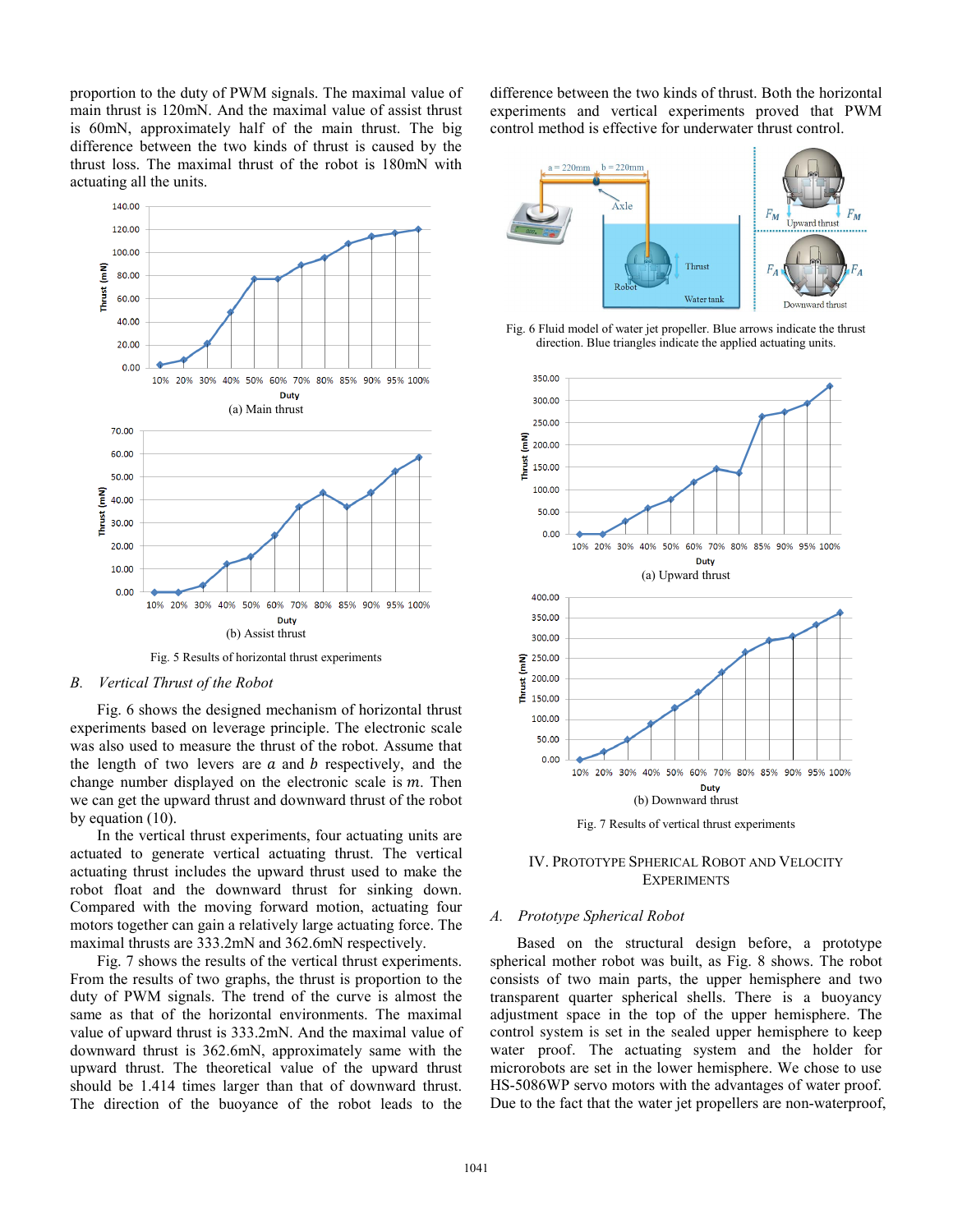proportion to the duty of PWM signals. The maximal value of main thrust is 120mN. And the maximal value of assist thrust is 60mN, approximately half of the main thrust. The big difference between the two kinds of thrust is caused by the thrust loss. The maximal thrust of the robot is 180mN with actuating all the units.

(a) Main thrust

(b) Assist thrust

Fig. 5 Results of horizontal thrust experiments

### B. *Vertical Thrust of the Robot*

Fig. 6 shows the designed mechanism of horizontal thrust experiments based on leverage principle. The electronic scale was also used to measure the thrust of the robot. Assume that the length of two levers are $a$ and $b$ respectively, and the change number displayed on the electronic scale is $m$. Then we can get the upward thrust and downward thrust of the robot by equation (10).

In the vertical thrust experiments, four actuating units are actuated to generate vertical actuating thrust. The vertical actuating thrust includes the upward thrust used to make the robot float and the downward thrust for sinking down. Compared with the moving forward motion, actuating four motors together can gain a relatively large actuating force. The maximal thrusts are 333.2mN and 362.6mN respectively.

Fig. 7 shows the results of the vertical thrust experiments. From the results of two graphs, the thrust is proportion to the duty of PWM signals. The trend of the curve is almost the same as that of the horizontal environments. The maximal value of upward thrust is 333.2mN. And the maximal value of downward thrust is 362.6mN, approximately same with the upward thrust. The theoretical value of the upward thrust should be 1.414 times larger than that of downward thrust. The direction of the buoyance of the robot leads to the difference between the two kinds of thrust. Both the horizontal experiments and vertical experiments proved that PWM control method is effective for underwater thrust control.

Fig. 6 Fluid model of water jet propeller. Blue arrows indicate the thrust direction. Blue triangles indicate the applied actuating units.

(a) Upward thrust

(b) Downward thrust

Fig. 7 Results of vertical thrust experiments

## IV. Prototype Spherical Robot and Velocity Experiments

### A. *Prototype Spherical Robot*

Based on the structural design before, a prototype spherical mother robot was built, as Fig. 8 shows. The robot consists of two main parts, the upper hemisphere and two transparent quarter spherical shells. There is a buoyancy adjustment space in the top of the upper hemisphere. The control system is set in the sealed upper hemisphere to keep water proof. The actuating system and the holder for microrobots are set in the lower hemisphere. We chose to use HS-5086WP servo motors with the advantages of water proof. Due to the fact that the water jet propellers are non-waterproof,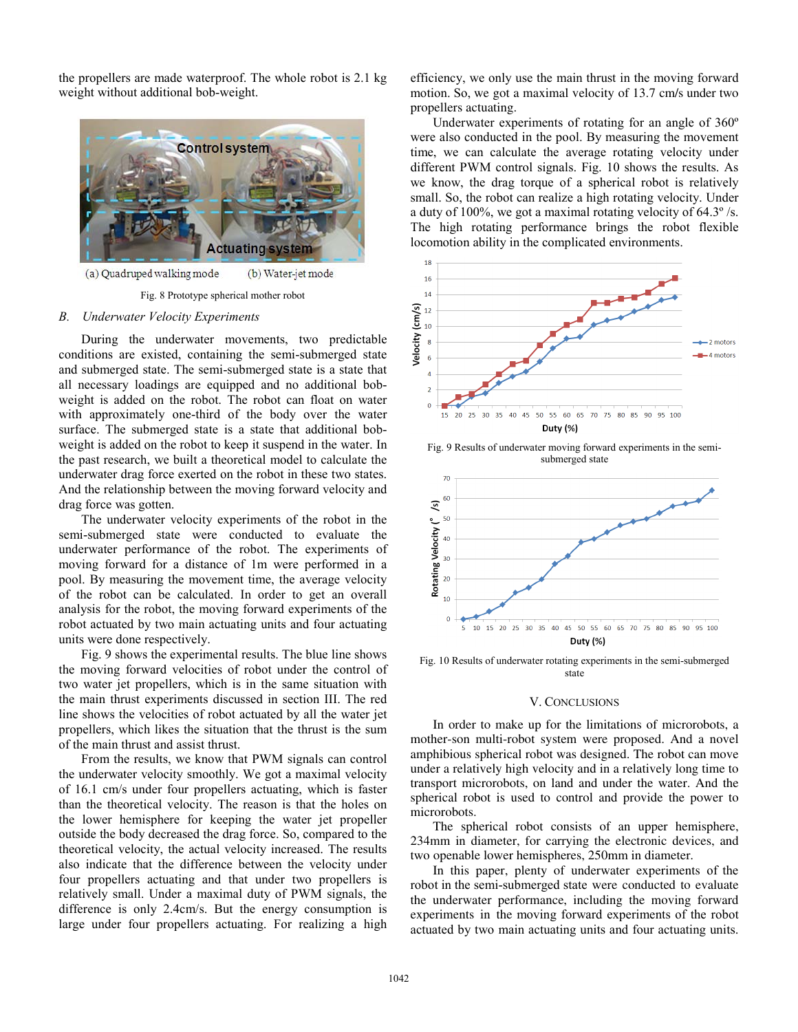the propellers are made waterproof. The whole robot is 2.1 kg weight without additional bob-weight.

(a) Quadruped walking mode (b) Water-jet mode

Fig. 8 Prototype spherical mother robot

### *B. Underwater Velocity Experiments*

During the underwater movements, two predictable conditions are existed, containing the semi-submerged state and submerged state. The semi-submerged state is a state that all necessary loadings are equipped and no additional bob-weight is added on the robot. The robot can float on water with approximately one-third of the body over the water surface. The submerged state is a state that additional bob-weight is added on the robot to keep it suspend in the water. In the past research, we built a theoretical model to calculate the underwater drag force exerted on the robot in these two states. And the relationship between the moving forward velocity and drag force was gotten.

The underwater velocity experiments of the robot in the semi-submerged state were conducted to evaluate the underwater performance of the robot. The experiments of moving forward for a distance of 1m were performed in a pool. By measuring the movement time, the average velocity of the robot can be calculated. In order to get an overall analysis for the robot, the moving forward experiments of the robot actuated by two main actuating units and four actuating units were done respectively.

Fig. 9 shows the experimental results. The blue line shows the moving forward velocities of robot under the control of two water jet propellers, which is in the same situation with the main thrust experiments discussed in section III. The red line shows the velocities of robot actuated by all the water jet propellers, which likes the situation that the thrust is the sum of the main thrust and assist thrust.

From the results, we know that PWM signals can control the underwater velocity smoothly. We got a maximal velocity of 16.1 cm/s under four propellers actuating, which is faster than the theoretical velocity. The reason is that the holes on the lower hemisphere for keeping the water jet propeller outside the body decreased the drag force. So, compared to the theoretical velocity, the actual velocity increased. The results also indicate that the difference between the velocity under four propellers actuating and that under two propellers is relatively small. Under a maximal duty of PWM signals, the difference is only 2.4cm/s. But the energy consumption is large under four propellers actuating. For realizing a high efficiency, we only use the main thrust in the moving forward motion. So, we got a maximal velocity of 13.7 cm/s under two propellers actuating.

Underwater experiments of rotating for an angle of 360º were also conducted in the pool. By measuring the movement time, we can calculate the average rotating velocity under different PWM control signals. Fig. 10 shows the results. As we know, the drag torque of a spherical robot is relatively small. So, the robot can realize a high rotating velocity. Under a duty of 100%, we got a maximal rotating velocity of 64.3º /s. The high rotating performance brings the robot flexible locomotion ability in the complicated environments.

Fig. 9 Results of underwater moving forward experiments in the semi-submerged state

Fig. 10 Results of underwater rotating experiments in the semi-submerged state

## V. CONCLUSIONS

In order to make up for the limitations of microrobots, a mother-son multi-robot system were proposed. And a novel amphibious spherical robot was designed. The robot can move under a relatively high velocity and in a relatively long time to transport microrobots, on land and under the water. And the spherical robot is used to control and provide the power to microrobots.

The spherical robot consists of an upper hemisphere, 234mm in diameter, for carrying the electronic devices, and two openable lower hemispheres, 250mm in diameter.

In this paper, plenty of underwater experiments of the robot in the semi-submerged state were conducted to evaluate the underwater performance, including the moving forward experiments in the moving forward experiments of the robot actuated by two main actuating units and four actuating units.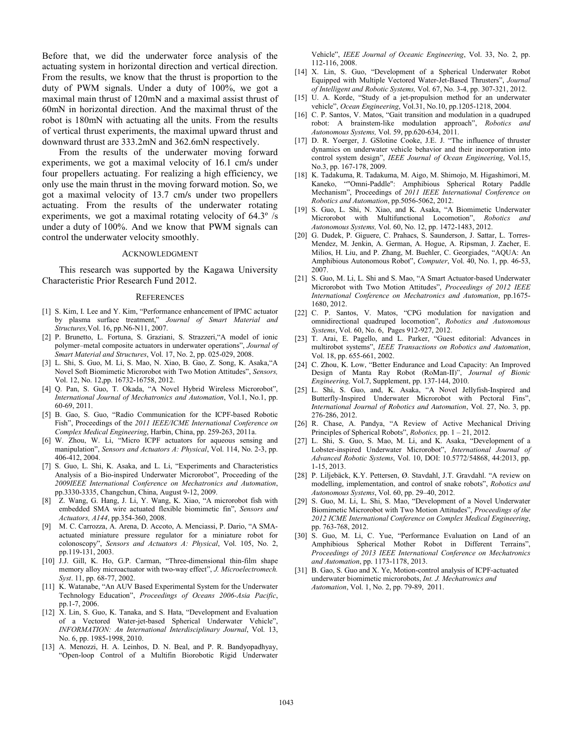Before that, we did the underwater force analysis of the actuating system in horizontal direction and vertical direction. From the results, we know that the thrust is proportion to the duty of PWM signals. Under a duty of 100%, we got a maximal main thrust of 120mN and a maximal assist thrust of 60mN in horizontal direction. And the maximal thrust of the robot is 180mN with actuating all the units. From the results of vertical thrust experiments, the maximal upward thrust and downward thrust are 333.2mN and 362.6mN respectively.

From the results of the underwater moving forward experiments, we got a maximal velocity of 16.1 cm/s under four propellers actuating. For realizing a high efficiency, we only use the main thrust in the moving forward motion. So, we got a maximal velocity of 13.7 cm/s under two propellers actuating. From the results of the underwater rotating experiments, we got a maximal rotating velocity of 64.3º /s under a duty of 100%. And we know that PWM signals can control the underwater velocity smoothly.

## ACKNOWLEDGMENT

This research was supported by the Kagawa University Characteristic Prior Research Fund 2012.

## REFERENCES

[1] S. Kim, I. Lee and Y. Kim, "Performance enhancement of IPMC actuator by plasma surface treatment," *Journal of Smart Material and Structures,*Vol. 16, pp.N6-N11, 2007.

[2] P. Brunetto, L. Fortuna, S. Graziani, S. Strazzeri,"A model of ionic polymer–metal composite actuators in underwater operations", *Journal of Smart Material and Structures*, Vol. 17, No. 2, pp. 025-029, 2008.

[3] L. Shi, S. Guo, M. Li, S. Mao, N. Xiao, B. Gao, Z. Song, K. Asaka,"A Novel Soft Biomimetic Microrobot with Two Motion Attitudes", *Sensors,* Vol. 12, No. 12,pp. 16732-16758, 2012.

[4] Q. Pan, S. Guo, T. Okada, "A Novel Hybrid Wireless Microrobot", *International Journal of Mechatronics and Automation*, Vol.1, No.1, pp. 60-69, 2011.

[5] B. Gao, S. Guo, "Radio Communication for the ICPF-based Robotic Fish", Proceedings of the *2011 IEEE/ICME International Conference on Complex Medical Engineering*, Harbin, China, pp. 259-263, 2011a.

[6] W. Zhou, W. Li, "Micro ICPF actuators for aqueous sensing and manipulation", *Sensors and Actuators A: Physical*, Vol. 114, No. 2-3, pp. 406-412, 2004.

[7] S. Guo, L. Shi, K. Asaka, and L. Li, "Experiments and Characteristics Analysis of a Bio-inspired Underwater Microrobot", Proceeding of the *2009IEEE International Conference on Mechatronics and Automation*, pp.3330-3335, Changchun, China, August 9-12, 2009.

[8] Z. Wang, G. Hang, J. Li, Y. Wang, K. Xiao, "A microrobot fish with embedded SMA wire actuated flexible biomimetic fin", *Sensors and Actuators, A144*, pp.354-360, 2008.

[9] M. C. Carrozza, A. Arena, D. Accoto, A. Menciassi, P. Dario, "A SMA-actuated miniature pressure regulator for a miniature robot for colonoscopy", *Sensors and Actuators A: Physical*, Vol. 105, No. 2, pp.119-131, 2003.

[10] J.J. Gill, K. Ho, G.P. Carman, "Three-dimensional thin-film shape memory alloy microactuator with two-way effect", *J. Microelectromech. Syst*. 11, pp. 68-77, 2002.

[11] K. Watanabe, "An AUV Based Experimental System for the Underwater Technology Education", *Proceedings of Oceans 2006-Asia Pacific*, pp.1-7, 2006.

[12] X. Lin, S. Guo, K. Tanaka, and S. Hata, "Development and Evaluation of a Vectored Water-jet-based Spherical Underwater Vehicle", *INFORMATION: An International Interdisciplinary Journal*, Vol. 13, No. 6, pp. 1985-1998, 2010.

[13] A. Menozzi, H. A. Leinhos, D. N. Beal, and P. R. Bandyopadhyay, "Open-loop Control of a Multifin Biorobotic Rigid Underwater Vehicle", *IEEE Journal of Oceanic Engineering*, Vol. 33, No. 2, pp. 112-116, 2008.

[14] X. Lin, S. Guo, "Development of a Spherical Underwater Robot Equipped with Multiple Vectored Water-Jet-Based Thrusters", *Journal of Intelligent and Robotic Systems,* Vol. 67, No. 3-4, pp. 307-321, 2012.

[15] U. A. Korde, "Study of a jet-propulsion method for an underwater vehicle", *Ocean Engineering*, Vol.31, No.10, pp.1205-1218, 2004.

[16] C. P. Santos, V. Matos, "Gait transition and modulation in a quadruped robot: A brainstem-like modulation approach", *Robotics and Autonomous Systems,* Vol. 59, pp.620-634, 2011.

[17] D. R. Yoerger, J. GSlotine Cooke, J.E. J. "The influence of thruster dynamics on underwater vehicle behavior and their incorporation into control system design", *IEEE Journal of Ocean Engineering*, Vol.15, No.3, pp. 167-178, 2009.

[18] K. Tadakuma, R. Tadakuma, M. Aigo, M. Shimojo, M. Higashimori, M. Kaneko, ""Omni-Paddle": Amphibious Spherical Rotary Paddle Mechanism", Proceedings of *2011 IEEE International Conference on Robotics and Automation*, pp.5056-5062, 2012.

[19] S. Guo, L. Shi, N. Xiao, and K. Asaka, "A Biomimetic Underwater Microrobot with Multifunctional Locomotion", *Robotics and Autonomous Systems,* Vol. 60, No. 12, pp. 1472-1483, 2012.

[20] G. Dudek, P. Giguere, C. Prahacs, S. Saunderson, J. Sattar, L. Torres-Mendez, M. Jenkin, A. German, A. Hogue, A. Ripsman, J. Zacher, E. Milios, H. Liu, and P. Zhang, M. Buehler, C. Georgiades, "AQUA: An Amphibious Autonomous Robot", *Computer*, Vol. 40, No. 1, pp. 46-53, 2007.

[21] S. Guo, M. Li, L. Shi and S. Mao, "A Smart Actuator-based Underwater Microrobot with Two Motion Attitudes", *Proceedings of 2012 IEEE International Conference on Mechatronics and Automation*, pp.1675-1680, 2012.

[22] C. P. Santos, V. Matos, "CPG modulation for navigation and omnidirectional quadruped locomotion", *Robotics and Autonomous Systems*, Vol. 60, No. 6, Pages 912-927, 2012.

[23] T. Arai, E. Pagello, and L. Parker, "Guest editorial: Advances in multirobot systems", *IEEE Transactions on Robotics and Automation*, Vol. 18, pp. 655-661, 2002.

[24] C. Zhou, K. Low, "Better Endurance and Load Capacity: An Improved Design of Manta Ray Robot (RoMan-II)", *Journal of Bionic Engineering,* Vol.7, Supplement, pp. 137-144, 2010.

[25] L. Shi, S. Guo, and, K. Asaka, "A Novel Jellyfish-Inspired and Butterfly-Inspired Underwater Microrobot with Pectoral Fins", *International Journal of Robotics and Automation*, Vol. 27, No. 3, pp. 276-286, 2012.

[26] R. Chase, A. Pandya, "A Review of Active Mechanical Driving Principles of Spherical Robots", *Robotics,* pp. 1 – 21, 2012.

[27] L. Shi, S. Guo, S. Mao, M. Li, and K. Asaka, "Development of a Lobster-inspired Underwater Microrobot", *International Journal of Advanced Robotic Systems*, Vol. 10, DOI: 10.5772/54868, 44:2013, pp. 1-15, 2013.

[28] P. Liljebäck, K.Y. Pettersen, Ø. Stavdahl, J.T. Gravdahl. "A review on modelling, implementation, and control of snake robots", *Robotics and Autonomous Systems*, Vol. 60, pp. 29–40, 2012.

[29] S. Guo, M. Li, L. Shi, S. Mao, "Development of a Novel Underwater Biomimetic Microrobot with Two Motion Attitudes", *Proceedings of the 2012 ICME International Conference on Complex Medical Engineering*, pp. 763-768, 2012.

[30] S. Guo, M. Li, C. Yue, "Performance Evaluation on Land of an Amphibious Spherical Mother Robot in Different Terrains", *Proceedings of 2013 IEEE International Conference on Mechatronics and Automation*, pp. 1173-1178, 2013.

[31] B. Gao, S. Guo and X. Ye, Motion-control analysis of ICPF-actuated underwater biomimetic microrobots, *Int. J. Mechatronics and Automation*, Vol. 1, No. 2, pp. 79-89, 2011.